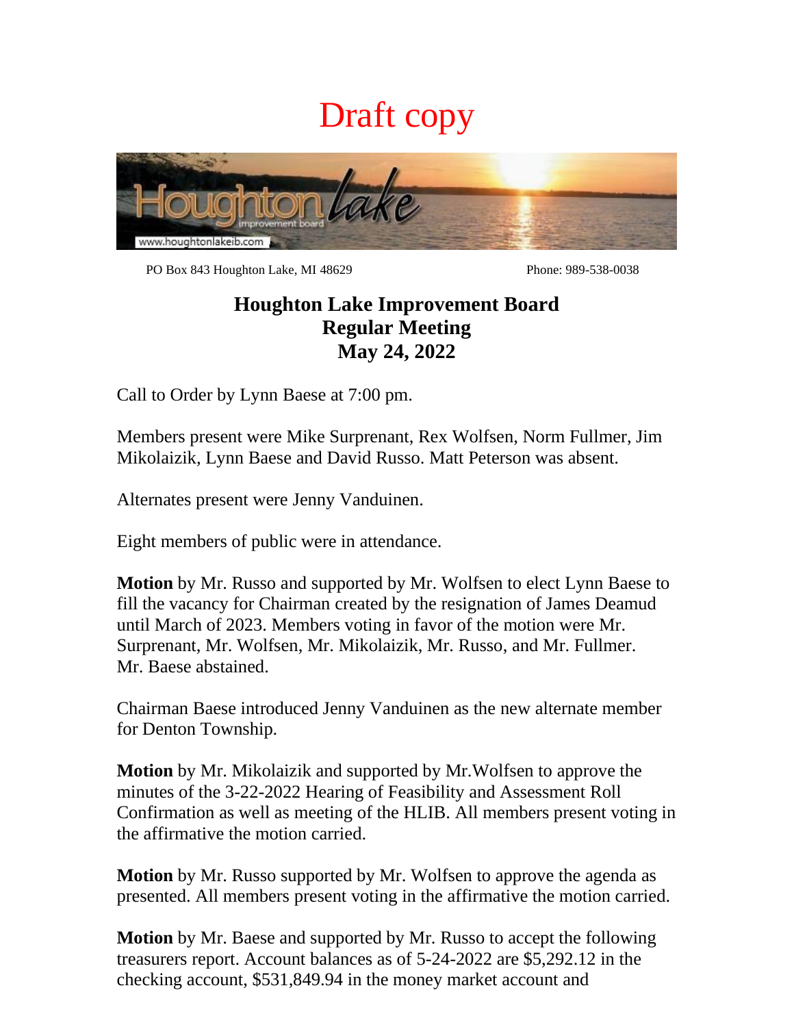Draft copy

PO Box 843 Houghton Lake, MI 48629 Phone: 989-538-0038

# Houghton Lake Improvement Board
## Regular Meeting
## May 24, 2022

Call to Order by Lynn Baese at 7:00 pm.

Members present were Mike Surprenant, Rex Wolfsen, Norm Fullmer, Jim Mikolaizik, Lynn Baese and David Russo. Matt Peterson was absent.

Alternates present were Jenny Vanduinen.

Eight members of public were in attendance.

**Motion** by Mr. Russo and supported by Mr. Wolfsen to elect Lynn Baese to fill the vacancy for Chairman created by the resignation of James Deamud until March of 2023. Members voting in favor of the motion were Mr. Surprenant, Mr. Wolfsen, Mr. Mikolaizik, Mr. Russo, and Mr. Fullmer. Mr. Baese abstained.

Chairman Baese introduced Jenny Vanduinen as the new alternate member for Denton Township.

**Motion** by Mr. Mikolaizik and supported by Mr.Wolfsen to approve the minutes of the 3-22-2022 Hearing of Feasibility and Assessment Roll Confirmation as well as meeting of the HLIB. All members present voting in the affirmative the motion carried.

**Motion** by Mr. Russo supported by Mr. Wolfsen to approve the agenda as presented. All members present voting in the affirmative the motion carried.

**Motion** by Mr. Baese and supported by Mr. Russo to accept the following treasurers report. Account balances as of 5-24-2022 are $5,292.12 in the checking account, $531,849.94 in the money market account and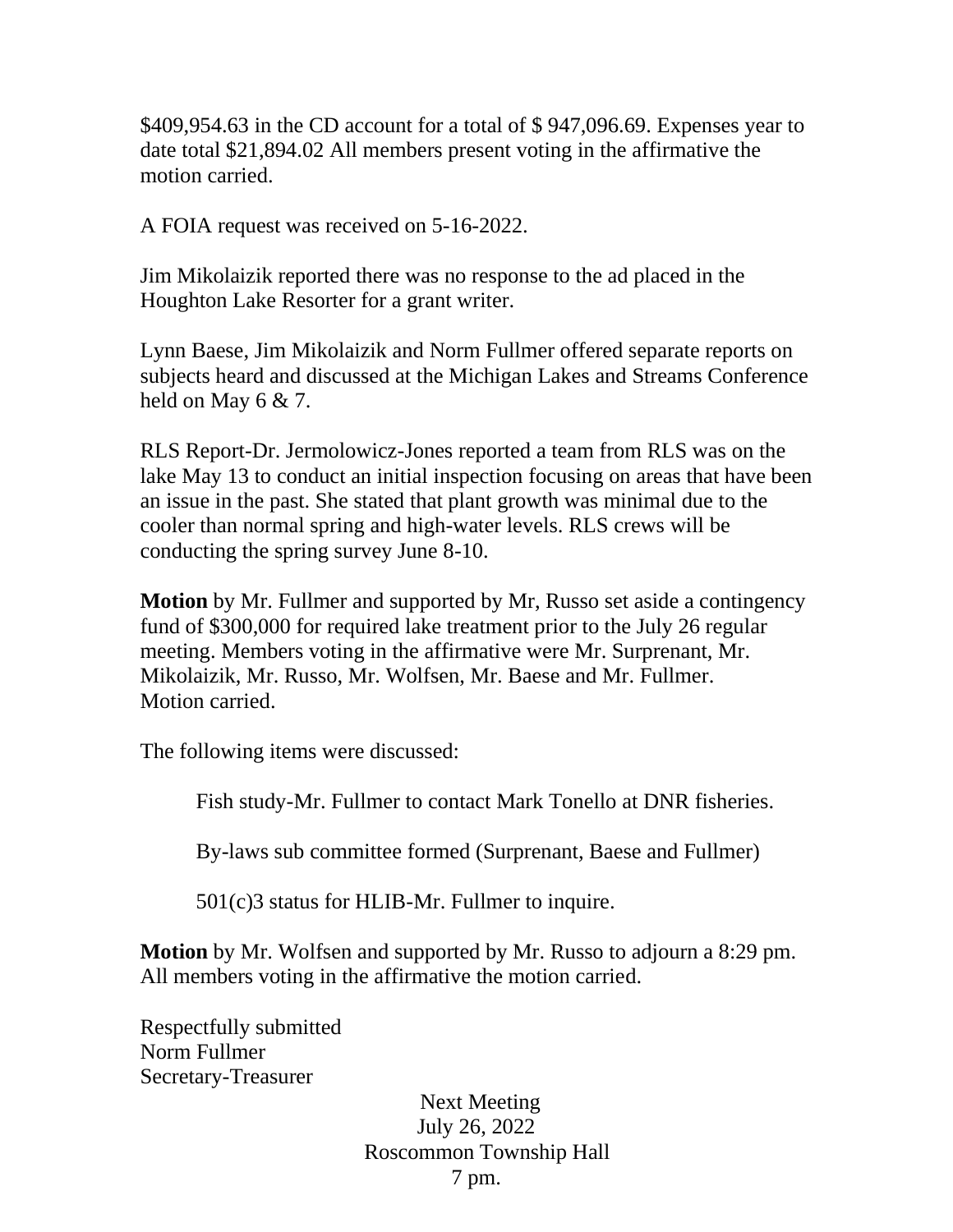$409,954.63 in the CD account for a total of $ 947,096.69. Expenses year to date total $21,894.02 All members present voting in the affirmative the motion carried.

A FOIA request was received on 5-16-2022.

Jim Mikolaizik reported there was no response to the ad placed in the Houghton Lake Resorter for a grant writer.

Lynn Baese, Jim Mikolaizik and Norm Fullmer offered separate reports on subjects heard and discussed at the Michigan Lakes and Streams Conference held on May 6 & 7.

RLS Report-Dr. Jermolowicz-Jones reported a team from RLS was on the lake May 13 to conduct an initial inspection focusing on areas that have been an issue in the past. She stated that plant growth was minimal due to the cooler than normal spring and high-water levels. RLS crews will be conducting the spring survey June 8-10.

**Motion** by Mr. Fullmer and supported by Mr, Russo set aside a contingency fund of $300,000 for required lake treatment prior to the July 26 regular meeting. Members voting in the affirmative were Mr. Surprenant, Mr. Mikolaizik, Mr. Russo, Mr. Wolfsen, Mr. Baese and Mr. Fullmer. Motion carried.

The following items were discussed:

Fish study-Mr. Fullmer to contact Mark Tonello at DNR fisheries.

By-laws sub committee formed (Surprenant, Baese and Fullmer)

501(c)3 status for HLIB-Mr. Fullmer to inquire.

**Motion** by Mr. Wolfsen and supported by Mr. Russo to adjourn a 8:29 pm. All members voting in the affirmative the motion carried.

Respectfully submitted
Norm Fullmer
Secretary-Treasurer

Next Meeting
July 26, 2022
Roscommon Township Hall
7 pm.